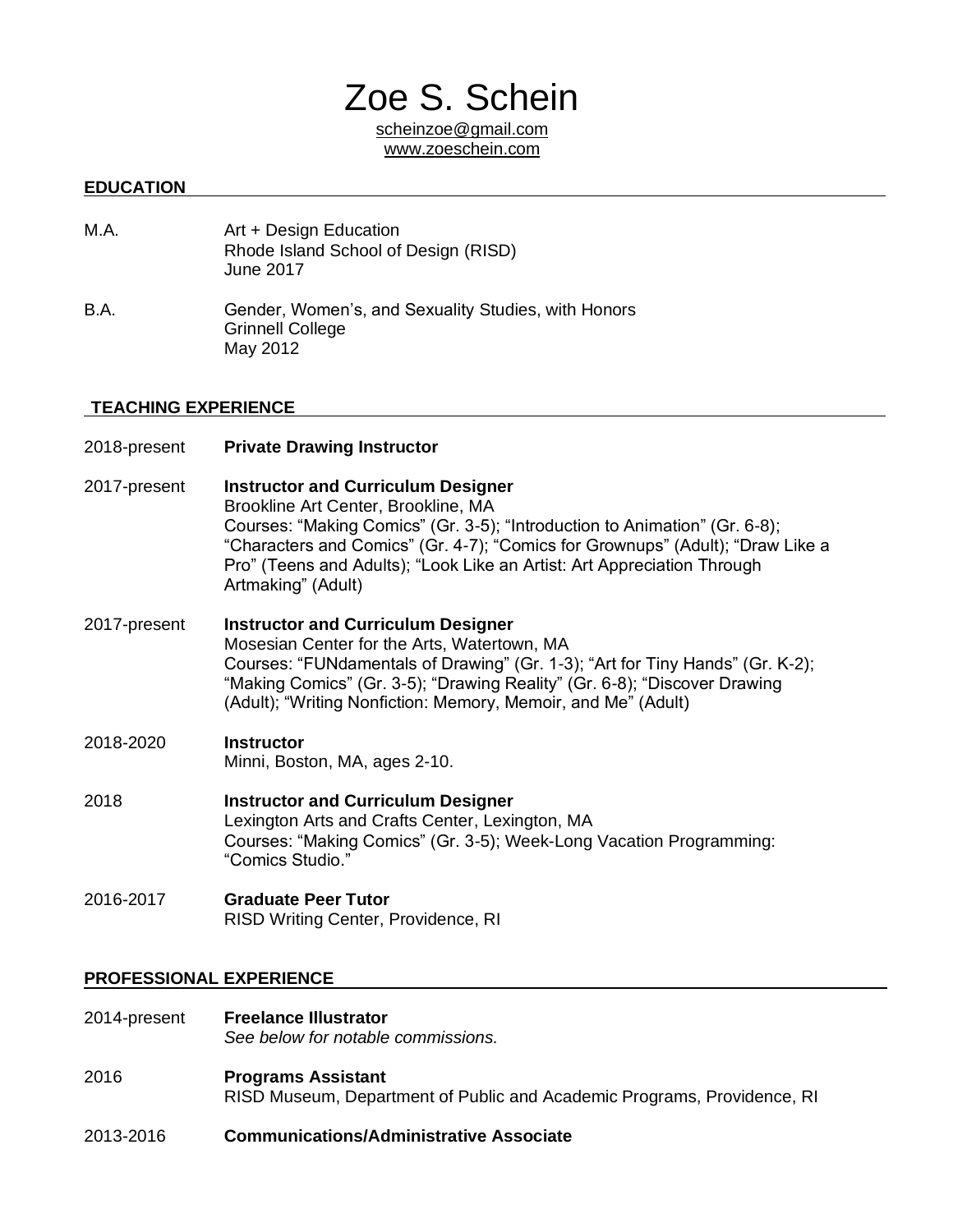# Zoe S. Schein

scheinzoe@gmail.com
www.zoeschein.com

## EDUCATION

M.A. Art + Design Education
Rhode Island School of Design (RISD)
June 2017

B.A. Gender, Women's, and Sexuality Studies, with Honors
Grinnell College
May 2012

## TEACHING EXPERIENCE

2018-present **Private Drawing Instructor**

2017-present **Instructor and Curriculum Designer**
Brookline Art Center, Brookline, MA
Courses: "Making Comics" (Gr. 3-5); "Introduction to Animation" (Gr. 6-8); "Characters and Comics" (Gr. 4-7); "Comics for Grownups" (Adult); "Draw Like a Pro" (Teens and Adults); "Look Like an Artist: Art Appreciation Through Artmaking" (Adult)

2017-present **Instructor and Curriculum Designer**
Mosesian Center for the Arts, Watertown, MA
Courses: "FUNdamentals of Drawing" (Gr. 1-3); "Art for Tiny Hands" (Gr. K-2); "Making Comics" (Gr. 3-5); "Drawing Reality" (Gr. 6-8); "Discover Drawing (Adult); "Writing Nonfiction: Memory, Memoir, and Me" (Adult)

2018-2020 **Instructor**
Minni, Boston, MA, ages 2-10.

2018 **Instructor and Curriculum Designer**
Lexington Arts and Crafts Center, Lexington, MA
Courses: "Making Comics" (Gr. 3-5); Week-Long Vacation Programming: "Comics Studio."

2016-2017 **Graduate Peer Tutor**
RISD Writing Center, Providence, RI

## PROFESSIONAL EXPERIENCE

2014-present **Freelance Illustrator**
*See below for notable commissions.*

2016 **Programs Assistant**
RISD Museum, Department of Public and Academic Programs, Providence, RI

2013-2016 **Communications/Administrative Associate**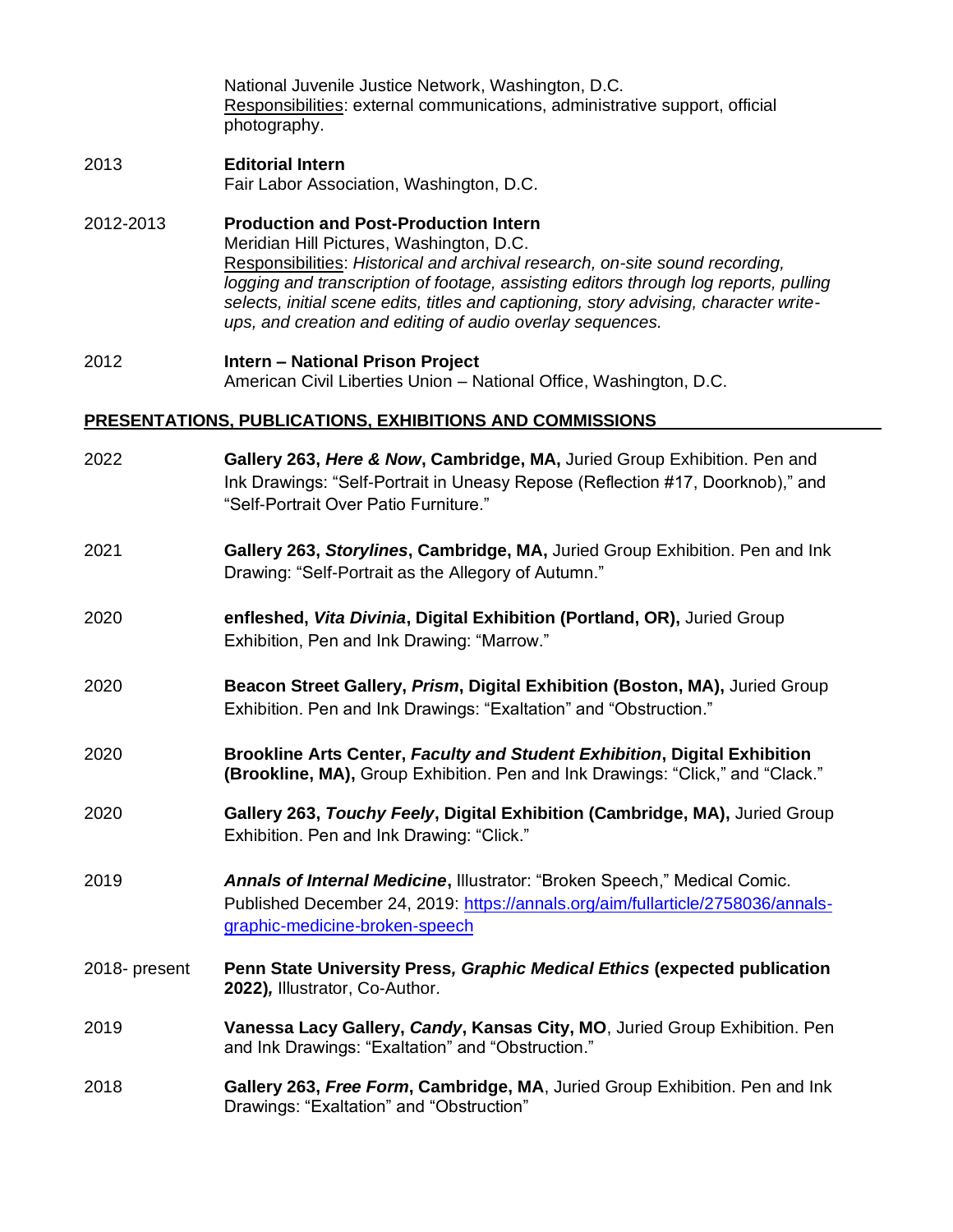National Juvenile Justice Network, Washington, D.C.
<u>Responsibilities</u>: external communications, administrative support, official photography.

2013 **Editorial Intern**
Fair Labor Association, Washington, D.C.

2012-2013 **Production and Post-Production Intern**
Meridian Hill Pictures, Washington, D.C.
<u>Responsibilities</u>: *Historical and archival research, on-site sound recording, logging and transcription of footage, assisting editors through log reports, pulling selects, initial scene edits, titles and captioning, story advising, character write-ups, and creation and editing of audio overlay sequences.*

2012 **Intern – National Prison Project**
American Civil Liberties Union – National Office, Washington, D.C.

## PRESENTATIONS, PUBLICATIONS, EXHIBITIONS AND COMMISSIONS

2022 **Gallery 263, *Here & Now*, Cambridge, MA,** Juried Group Exhibition. Pen and Ink Drawings: "Self-Portrait in Uneasy Repose (Reflection #17, Doorknob)," and "Self-Portrait Over Patio Furniture."

2021 **Gallery 263, *Storylines*, Cambridge, MA,** Juried Group Exhibition. Pen and Ink Drawing: "Self-Portrait as the Allegory of Autumn."

2020 **enfleshed, *Vita Divinia*, Digital Exhibition (Portland, OR),** Juried Group Exhibition, Pen and Ink Drawing: "Marrow."

2020 **Beacon Street Gallery, *Prism*, Digital Exhibition (Boston, MA),** Juried Group Exhibition. Pen and Ink Drawings: "Exaltation" and "Obstruction."

2020 **Brookline Arts Center, *Faculty and Student Exhibition*, Digital Exhibition (Brookline, MA),** Group Exhibition. Pen and Ink Drawings: "Click," and "Clack."

2020 **Gallery 263, *Touchy Feely*, Digital Exhibition (Cambridge, MA),** Juried Group Exhibition. Pen and Ink Drawing: "Click."

2019 ***Annals of Internal Medicine*,** Illustrator: "Broken Speech," Medical Comic. Published December 24, 2019: [https://annals.org/aim/fullarticle/2758036/annals-graphic-medicine-broken-speech](https://annals.org/aim/fullarticle/2758036/annals-graphic-medicine-broken-speech)

2018- present **Penn State University Press*, Graphic Medical Ethics* (expected publication 2022)*,*** Illustrator, Co-Author.

2019 **Vanessa Lacy Gallery, *Candy*, Kansas City, MO**, Juried Group Exhibition. Pen and Ink Drawings: "Exaltation" and "Obstruction."

2018 **Gallery 263, *Free Form*, Cambridge, MA**, Juried Group Exhibition. Pen and Ink Drawings: "Exaltation" and "Obstruction"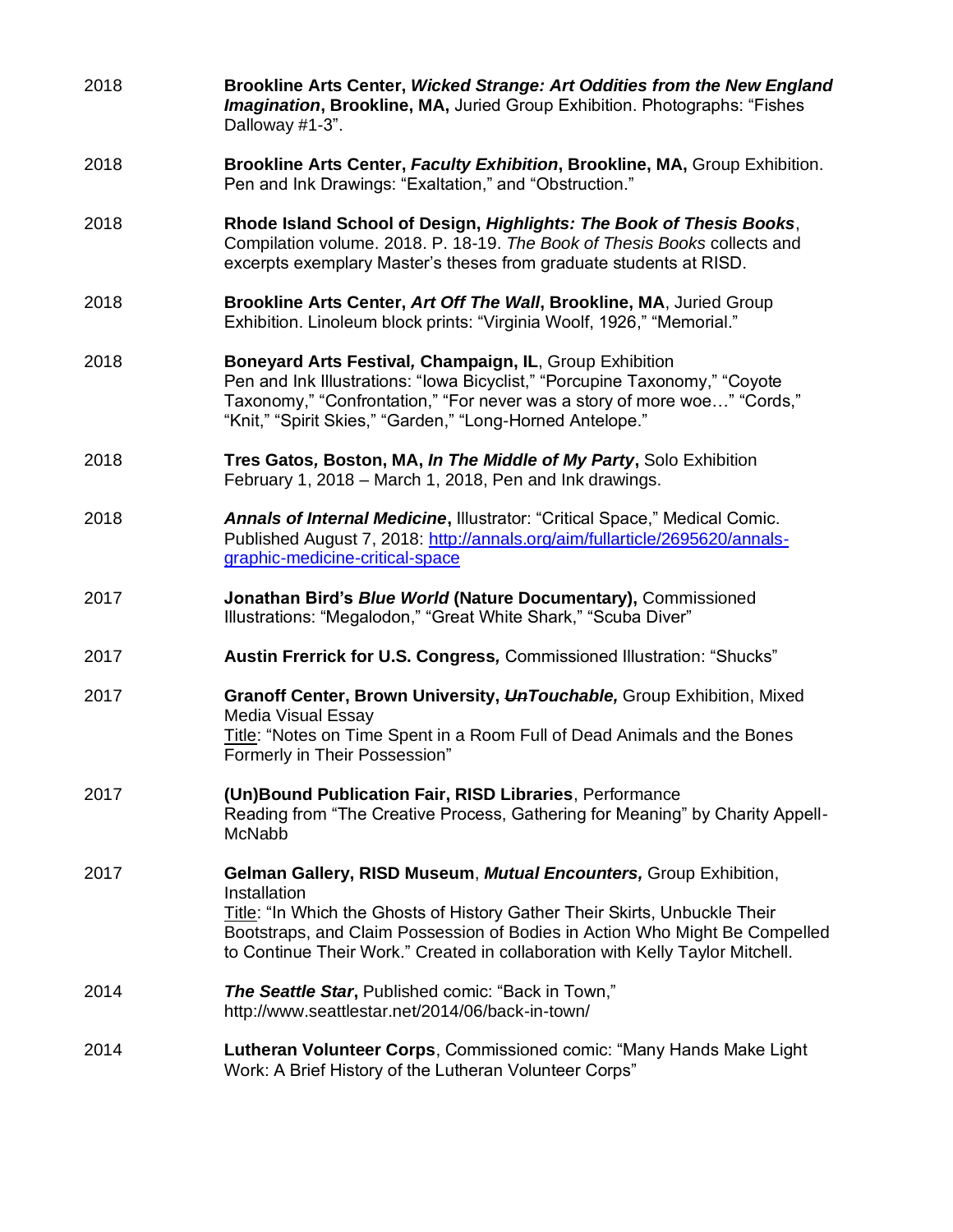2018 **Brookline Arts Center, *Wicked Strange: Art Oddities from the New England Imagination*, Brookline, MA,** Juried Group Exhibition. Photographs: "Fishes Dalloway #1-3".

2018 **Brookline Arts Center, *Faculty Exhibition*, Brookline, MA,** Group Exhibition. Pen and Ink Drawings: "Exaltation," and "Obstruction."

2018 **Rhode Island School of Design, *Highlights: The Book of Thesis Books***, Compilation volume. 2018. P. 18-19. *The Book of Thesis Books* collects and excerpts exemplary Master's theses from graduate students at RISD.

2018 **Brookline Arts Center, *Art Off The Wall*, Brookline, MA**, Juried Group Exhibition. Linoleum block prints: "Virginia Woolf, 1926," "Memorial."

2018 **Boneyard Arts Festival, Champaign, IL**, Group Exhibition
Pen and Ink Illustrations: "Iowa Bicyclist," "Porcupine Taxonomy," "Coyote Taxonomy," "Confrontation," "For never was a story of more woe…" "Cords," "Knit," "Spirit Skies," "Garden," "Long-Horned Antelope."

2018 **Tres Gatos, Boston, MA, *In The Middle of My Party*,** Solo Exhibition
February 1, 2018 – March 1, 2018, Pen and Ink drawings.

2018 ***Annals of Internal Medicine*,** Illustrator: "Critical Space," Medical Comic. Published August 7, 2018: [http://annals.org/aim/fullarticle/2695620/annals-graphic-medicine-critical-space](http://annals.org/aim/fullarticle/2695620/annals-graphic-medicine-critical-space)

2017 **Jonathan Bird's *Blue World* (Nature Documentary),** Commissioned Illustrations: "Megalodon," "Great White Shark," "Scuba Diver"

2017 **Austin Frerrick for U.S. Congress,** Commissioned Illustration: "Shucks"

2017 **Granoff Center, Brown University, *~~Un~~Touchable*,** Group Exhibition, Mixed Media Visual Essay
Title: "Notes on Time Spent in a Room Full of Dead Animals and the Bones Formerly in Their Possession"

2017 **(Un)Bound Publication Fair, RISD Libraries**, Performance
Reading from "The Creative Process, Gathering for Meaning" by Charity Appell-McNabb

2017 **Gelman Gallery, RISD Museum**, ***Mutual Encounters*,** Group Exhibition, Installation
Title: "In Which the Ghosts of History Gather Their Skirts, Unbuckle Their Bootstraps, and Claim Possession of Bodies in Action Who Might Be Compelled to Continue Their Work." Created in collaboration with Kelly Taylor Mitchell.

2014 ***The Seattle Star*,** Published comic: "Back in Town," http://www.seattlestar.net/2014/06/back-in-town/

2014 **Lutheran Volunteer Corps**, Commissioned comic: "Many Hands Make Light Work: A Brief History of the Lutheran Volunteer Corps"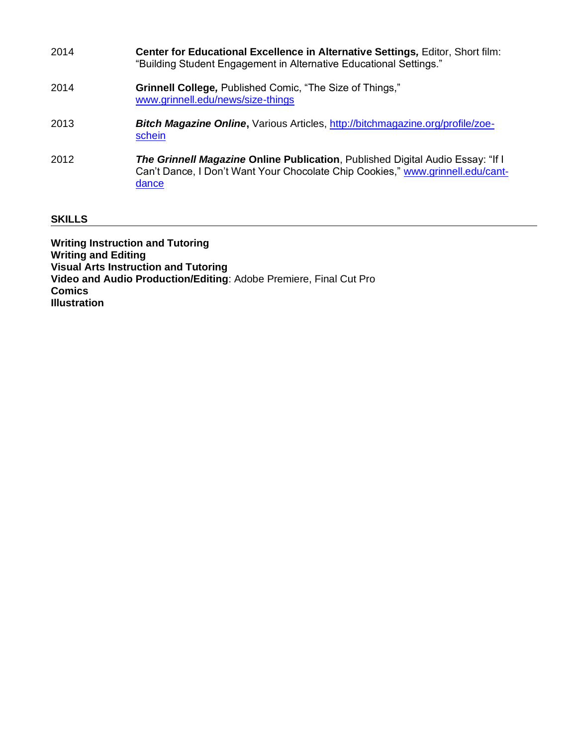2014 **Center for Educational Excellence in Alternative Settings,** Editor, Short film: "Building Student Engagement in Alternative Educational Settings."

2014 **Grinnell College,** Published Comic, "The Size of Things," www.grinnell.edu/news/size-things

2013 ***Bitch Magazine Online*****,** Various Articles, http://bitchmagazine.org/profile/zoe-schein

2012 ***The Grinnell Magazine* Online Publication**, Published Digital Audio Essay: "If I Can't Dance, I Don't Want Your Chocolate Chip Cookies," www.grinnell.edu/cant-dance

## SKILLS

**Writing Instruction and Tutoring**
**Writing and Editing**
**Visual Arts Instruction and Tutoring**
**Video and Audio Production/Editing**: Adobe Premiere, Final Cut Pro
**Comics**
**Illustration**